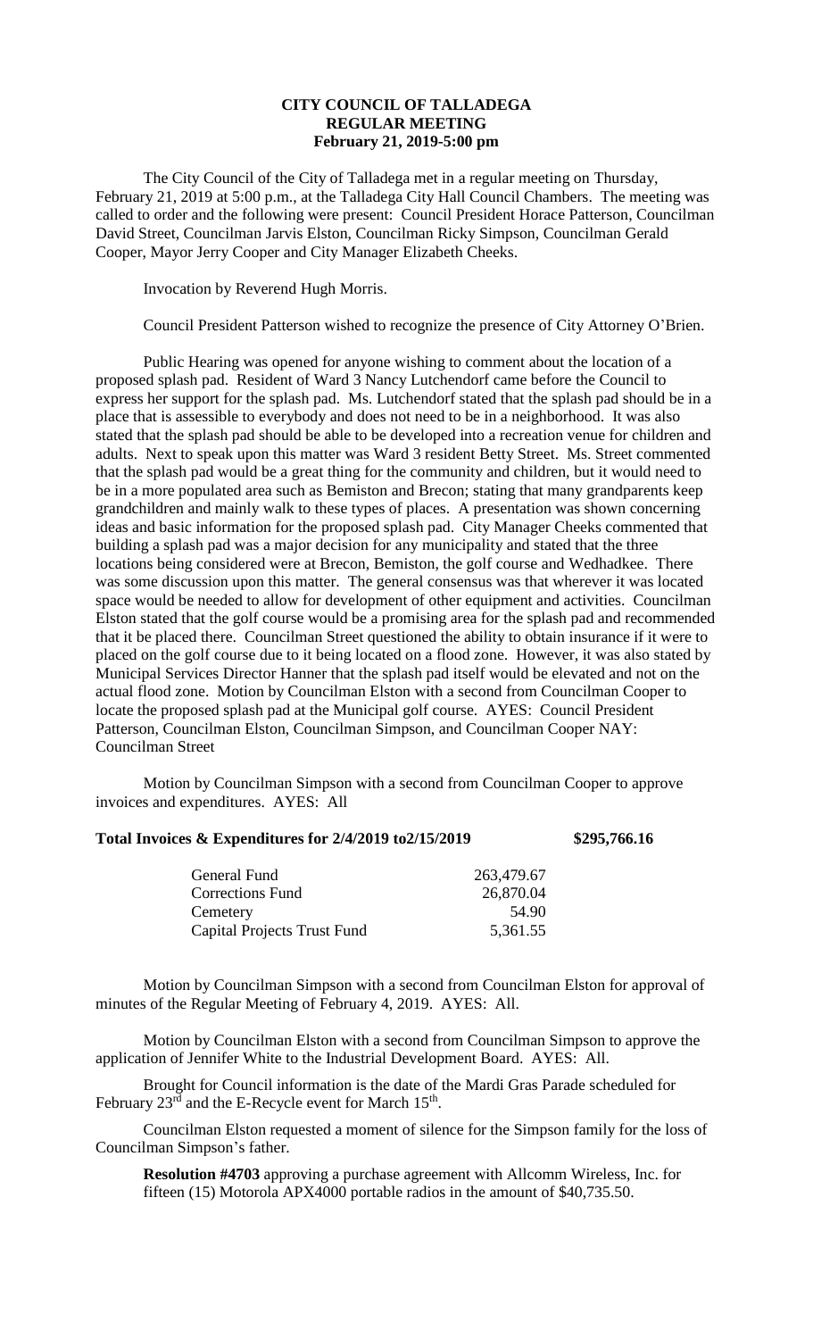**CITY COUNCIL OF TALLADEGA**
**REGULAR MEETING**
**February 21, 2019-5:00 pm**

The City Council of the City of Talladega met in a regular meeting on Thursday, February 21, 2019 at 5:00 p.m., at the Talladega City Hall Council Chambers. The meeting was called to order and the following were present: Council President Horace Patterson, Councilman David Street, Councilman Jarvis Elston, Councilman Ricky Simpson, Councilman Gerald Cooper, Mayor Jerry Cooper and City Manager Elizabeth Cheeks.

Invocation by Reverend Hugh Morris.

Council President Patterson wished to recognize the presence of City Attorney O'Brien.

Public Hearing was opened for anyone wishing to comment about the location of a proposed splash pad. Resident of Ward 3 Nancy Lutchendorf came before the Council to express her support for the splash pad. Ms. Lutchendorf stated that the splash pad should be in a place that is assessible to everybody and does not need to be in a neighborhood. It was also stated that the splash pad should be able to be developed into a recreation venue for children and adults. Next to speak upon this matter was Ward 3 resident Betty Street. Ms. Street commented that the splash pad would be a great thing for the community and children, but it would need to be in a more populated area such as Bemiston and Brecon; stating that many grandparents keep grandchildren and mainly walk to these types of places. A presentation was shown concerning ideas and basic information for the proposed splash pad. City Manager Cheeks commented that building a splash pad was a major decision for any municipality and stated that the three locations being considered were at Brecon, Bemiston, the golf course and Wedhadkee. There was some discussion upon this matter. The general consensus was that wherever it was located space would be needed to allow for development of other equipment and activities. Councilman Elston stated that the golf course would be a promising area for the splash pad and recommended that it be placed there. Councilman Street questioned the ability to obtain insurance if it were to placed on the golf course due to it being located on a flood zone. However, it was also stated by Municipal Services Director Hanner that the splash pad itself would be elevated and not on the actual flood zone. Motion by Councilman Elston with a second from Councilman Cooper to locate the proposed splash pad at the Municipal golf course. AYES: Council President Patterson, Councilman Elston, Councilman Simpson, and Councilman Cooper NAY: Councilman Street

Motion by Councilman Simpson with a second from Councilman Cooper to approve invoices and expenditures. AYES: All

**Total Invoices & Expenditures for 2/4/2019 to2/15/2019 $295,766.16**

| | |
|---|---|
| General Fund | 263,479.67 |
| Corrections Fund | 26,870.04 |
| Cemetery | 54.90 |
| Capital Projects Trust Fund | 5,361.55 |

Motion by Councilman Simpson with a second from Councilman Elston for approval of minutes of the Regular Meeting of February 4, 2019. AYES: All.

Motion by Councilman Elston with a second from Councilman Simpson to approve the application of Jennifer White to the Industrial Development Board. AYES: All.

Brought for Council information is the date of the Mardi Gras Parade scheduled for February 23rd and the E-Recycle event for March 15th.

Councilman Elston requested a moment of silence for the Simpson family for the loss of Councilman Simpson's father.

**Resolution #4703** approving a purchase agreement with Allcomm Wireless, Inc. for fifteen (15) Motorola APX4000 portable radios in the amount of $40,735.50.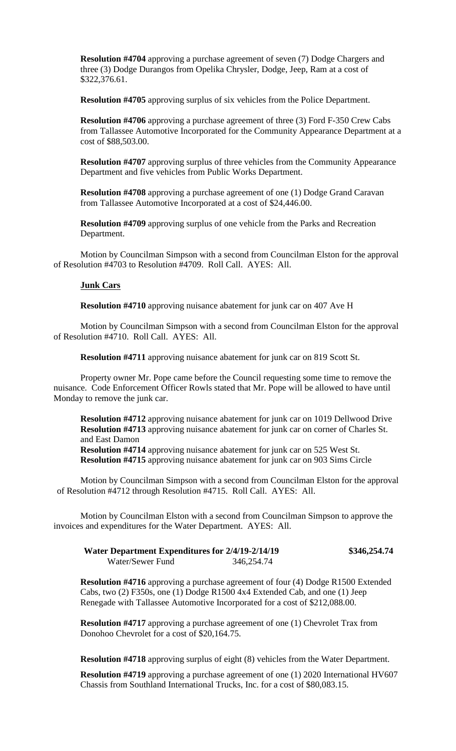**Resolution #4704** approving a purchase agreement of seven (7) Dodge Chargers and three (3) Dodge Durangos from Opelika Chrysler, Dodge, Jeep, Ram at a cost of $322,376.61.

**Resolution #4705** approving surplus of six vehicles from the Police Department.

**Resolution #4706** approving a purchase agreement of three (3) Ford F-350 Crew Cabs from Tallassee Automotive Incorporated for the Community Appearance Department at a cost of $88,503.00.

**Resolution #4707** approving surplus of three vehicles from the Community Appearance Department and five vehicles from Public Works Department.

**Resolution #4708** approving a purchase agreement of one (1) Dodge Grand Caravan from Tallassee Automotive Incorporated at a cost of $24,446.00.

**Resolution #4709** approving surplus of one vehicle from the Parks and Recreation Department.

Motion by Councilman Simpson with a second from Councilman Elston for the approval of Resolution #4703 to Resolution #4709. Roll Call. AYES: All.

**Junk Cars**

**Resolution #4710** approving nuisance abatement for junk car on 407 Ave H

Motion by Councilman Simpson with a second from Councilman Elston for the approval of Resolution #4710. Roll Call. AYES: All.

**Resolution #4711** approving nuisance abatement for junk car on 819 Scott St.

Property owner Mr. Pope came before the Council requesting some time to remove the nuisance. Code Enforcement Officer Rowls stated that Mr. Pope will be allowed to have until Monday to remove the junk car.

**Resolution #4712** approving nuisance abatement for junk car on 1019 Dellwood Drive
**Resolution #4713** approving nuisance abatement for junk car on corner of Charles St. and East Damon
**Resolution #4714** approving nuisance abatement for junk car on 525 West St.
**Resolution #4715** approving nuisance abatement for junk car on 903 Sims Circle

Motion by Councilman Simpson with a second from Councilman Elston for the approval of Resolution #4712 through Resolution #4715. Roll Call. AYES: All.

Motion by Councilman Elston with a second from Councilman Simpson to approve the invoices and expenditures for the Water Department. AYES: All.

| **Water Department Expenditures for 2/4/19-2/14/19** | | **$346,254.74** |
|---|---|---|
| Water/Sewer Fund | 346,254.74 | |

**Resolution #4716** approving a purchase agreement of four (4) Dodge R1500 Extended Cabs, two (2) F350s, one (1) Dodge R1500 4x4 Extended Cab, and one (1) Jeep Renegade with Tallassee Automotive Incorporated for a cost of $212,088.00.

**Resolution #4717** approving a purchase agreement of one (1) Chevrolet Trax from Donohoo Chevrolet for a cost of $20,164.75.

**Resolution #4718** approving surplus of eight (8) vehicles from the Water Department.

**Resolution #4719** approving a purchase agreement of one (1) 2020 International HV607 Chassis from Southland International Trucks, Inc. for a cost of $80,083.15.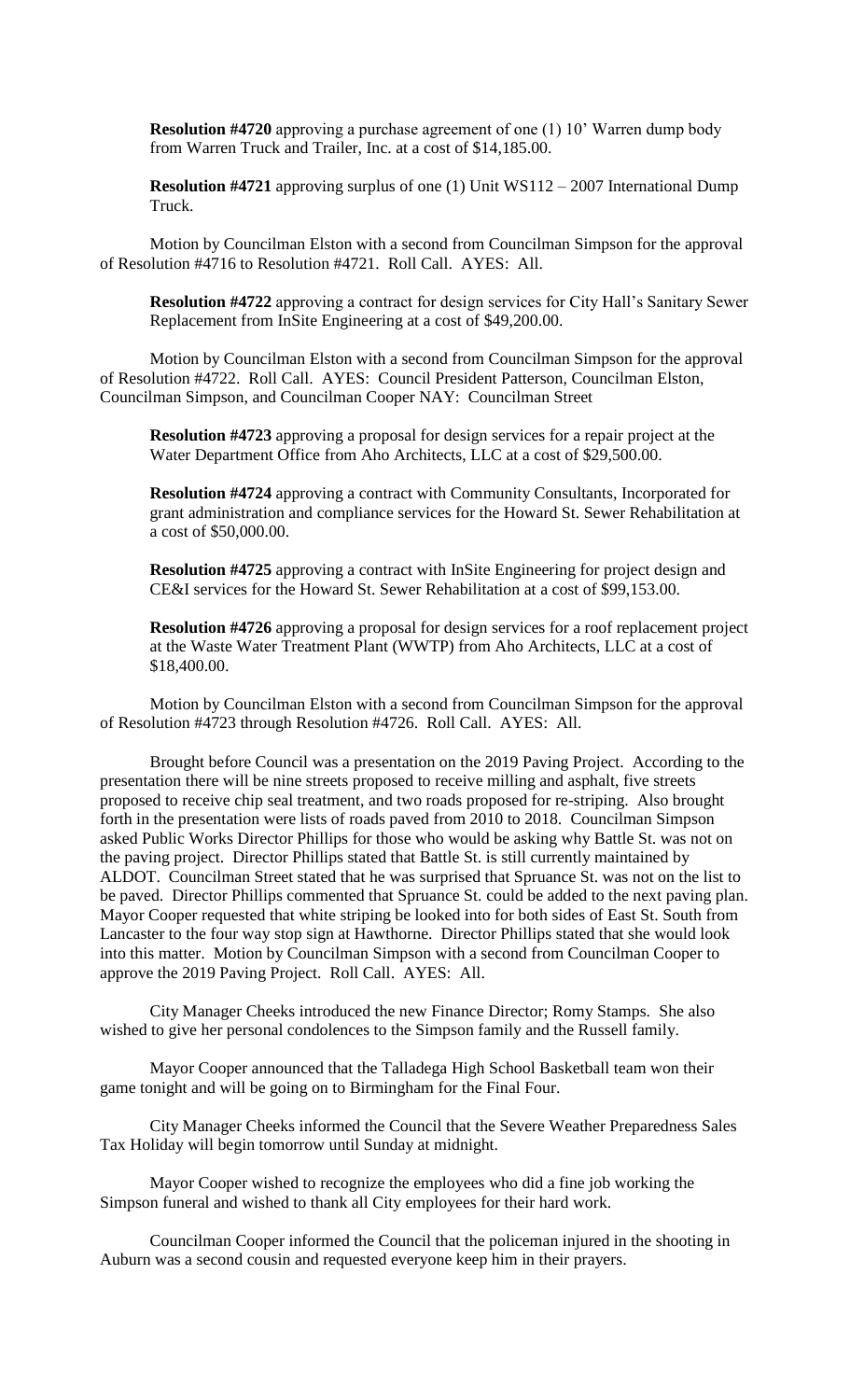**Resolution #4720** approving a purchase agreement of one (1) 10' Warren dump body from Warren Truck and Trailer, Inc. at a cost of $14,185.00.

**Resolution #4721** approving surplus of one (1) Unit WS112 – 2007 International Dump Truck.

Motion by Councilman Elston with a second from Councilman Simpson for the approval of Resolution #4716 to Resolution #4721. Roll Call. AYES: All.

**Resolution #4722** approving a contract for design services for City Hall's Sanitary Sewer Replacement from InSite Engineering at a cost of $49,200.00.

Motion by Councilman Elston with a second from Councilman Simpson for the approval of Resolution #4722. Roll Call. AYES: Council President Patterson, Councilman Elston, Councilman Simpson, and Councilman Cooper NAY: Councilman Street

**Resolution #4723** approving a proposal for design services for a repair project at the Water Department Office from Aho Architects, LLC at a cost of $29,500.00.

**Resolution #4724** approving a contract with Community Consultants, Incorporated for grant administration and compliance services for the Howard St. Sewer Rehabilitation at a cost of $50,000.00.

**Resolution #4725** approving a contract with InSite Engineering for project design and CE&I services for the Howard St. Sewer Rehabilitation at a cost of $99,153.00.

**Resolution #4726** approving a proposal for design services for a roof replacement project at the Waste Water Treatment Plant (WWTP) from Aho Architects, LLC at a cost of $18,400.00.

Motion by Councilman Elston with a second from Councilman Simpson for the approval of Resolution #4723 through Resolution #4726. Roll Call. AYES: All.

Brought before Council was a presentation on the 2019 Paving Project. According to the presentation there will be nine streets proposed to receive milling and asphalt, five streets proposed to receive chip seal treatment, and two roads proposed for re-striping. Also brought forth in the presentation were lists of roads paved from 2010 to 2018. Councilman Simpson asked Public Works Director Phillips for those who would be asking why Battle St. was not on the paving project. Director Phillips stated that Battle St. is still currently maintained by ALDOT. Councilman Street stated that he was surprised that Spruance St. was not on the list to be paved. Director Phillips commented that Spruance St. could be added to the next paving plan. Mayor Cooper requested that white striping be looked into for both sides of East St. South from Lancaster to the four way stop sign at Hawthorne. Director Phillips stated that she would look into this matter. Motion by Councilman Simpson with a second from Councilman Cooper to approve the 2019 Paving Project. Roll Call. AYES: All.

City Manager Cheeks introduced the new Finance Director; Romy Stamps. She also wished to give her personal condolences to the Simpson family and the Russell family.

Mayor Cooper announced that the Talladega High School Basketball team won their game tonight and will be going on to Birmingham for the Final Four.

City Manager Cheeks informed the Council that the Severe Weather Preparedness Sales Tax Holiday will begin tomorrow until Sunday at midnight.

Mayor Cooper wished to recognize the employees who did a fine job working the Simpson funeral and wished to thank all City employees for their hard work.

Councilman Cooper informed the Council that the policeman injured in the shooting in Auburn was a second cousin and requested everyone keep him in their prayers.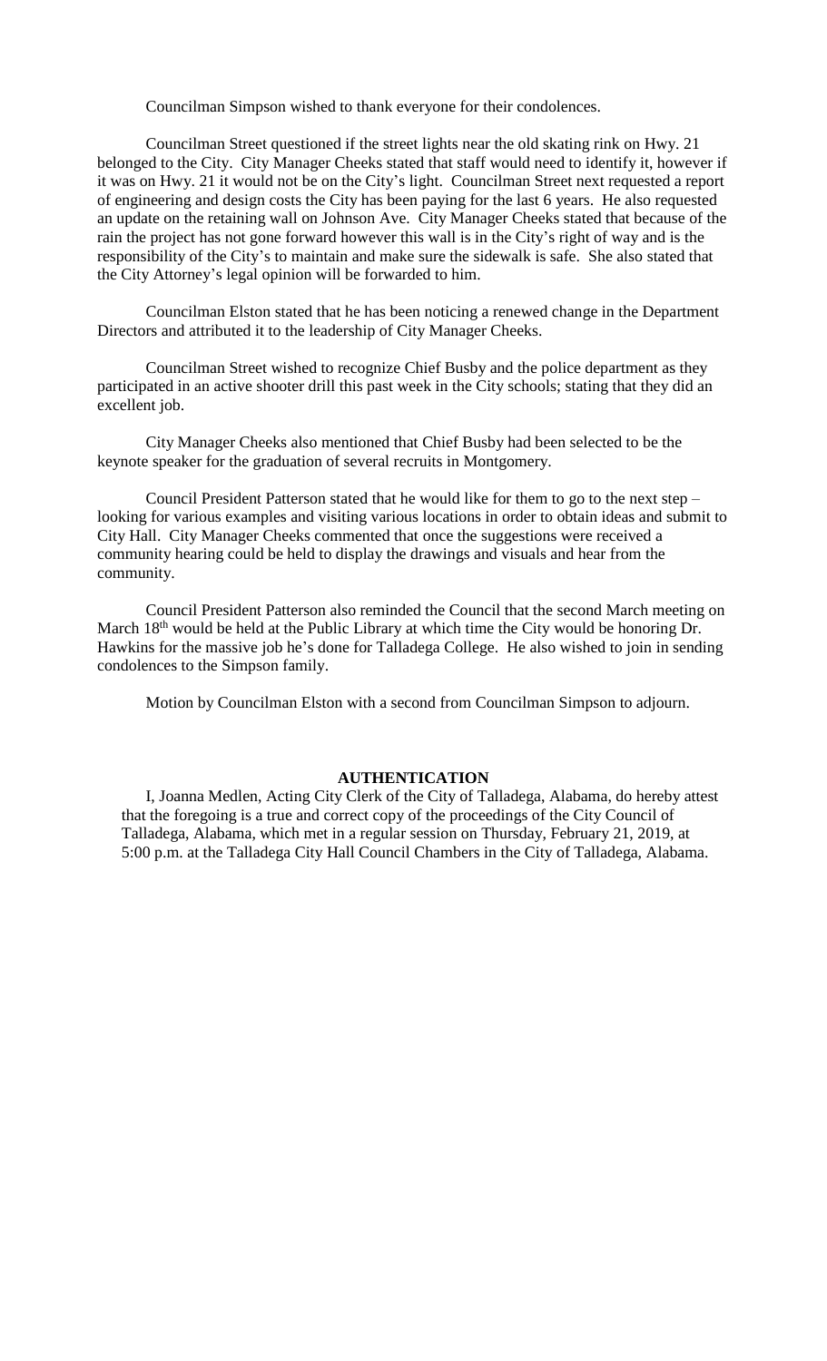Councilman Simpson wished to thank everyone for their condolences.

Councilman Street questioned if the street lights near the old skating rink on Hwy. 21 belonged to the City. City Manager Cheeks stated that staff would need to identify it, however if it was on Hwy. 21 it would not be on the City's light. Councilman Street next requested a report of engineering and design costs the City has been paying for the last 6 years. He also requested an update on the retaining wall on Johnson Ave. City Manager Cheeks stated that because of the rain the project has not gone forward however this wall is in the City's right of way and is the responsibility of the City's to maintain and make sure the sidewalk is safe. She also stated that the City Attorney's legal opinion will be forwarded to him.

Councilman Elston stated that he has been noticing a renewed change in the Department Directors and attributed it to the leadership of City Manager Cheeks.

Councilman Street wished to recognize Chief Busby and the police department as they participated in an active shooter drill this past week in the City schools; stating that they did an excellent job.

City Manager Cheeks also mentioned that Chief Busby had been selected to be the keynote speaker for the graduation of several recruits in Montgomery.

Council President Patterson stated that he would like for them to go to the next step – looking for various examples and visiting various locations in order to obtain ideas and submit to City Hall. City Manager Cheeks commented that once the suggestions were received a community hearing could be held to display the drawings and visuals and hear from the community.

Council President Patterson also reminded the Council that the second March meeting on March 18th would be held at the Public Library at which time the City would be honoring Dr. Hawkins for the massive job he's done for Talladega College. He also wished to join in sending condolences to the Simpson family.

Motion by Councilman Elston with a second from Councilman Simpson to adjourn.

**AUTHENTICATION**

I, Joanna Medlen, Acting City Clerk of the City of Talladega, Alabama, do hereby attest that the foregoing is a true and correct copy of the proceedings of the City Council of Talladega, Alabama, which met in a regular session on Thursday, February 21, 2019, at 5:00 p.m. at the Talladega City Hall Council Chambers in the City of Talladega, Alabama.